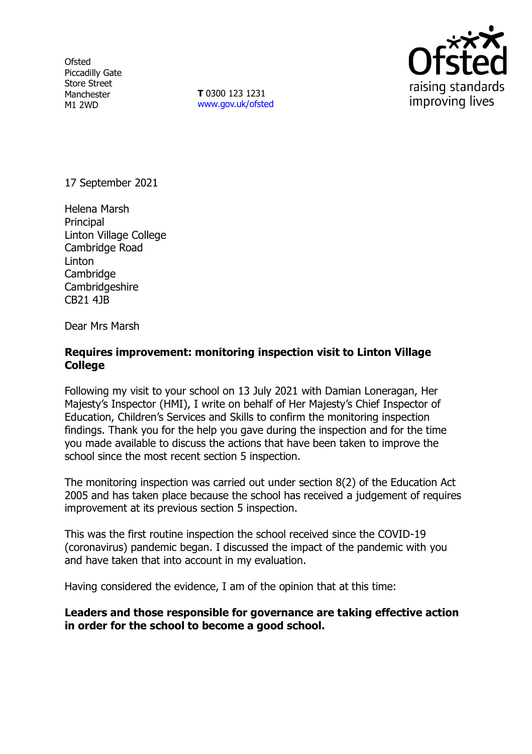Ofsted
Piccadilly Gate
Store Street
Manchester
M1 2WD

**T** 0300 123 1231
www.gov.uk/ofsted

17 September 2021

Helena Marsh
Principal
Linton Village College
Cambridge Road
Linton
Cambridge
Cambridgeshire
CB21 4JB

Dear Mrs Marsh

**Requires improvement: monitoring inspection visit to Linton Village College**

Following my visit to your school on 13 July 2021 with Damian Loneragan, Her Majesty's Inspector (HMI), I write on behalf of Her Majesty's Chief Inspector of Education, Children's Services and Skills to confirm the monitoring inspection findings. Thank you for the help you gave during the inspection and for the time you made available to discuss the actions that have been taken to improve the school since the most recent section 5 inspection.

The monitoring inspection was carried out under section 8(2) of the Education Act 2005 and has taken place because the school has received a judgement of requires improvement at its previous section 5 inspection.

This was the first routine inspection the school received since the COVID-19 (coronavirus) pandemic began. I discussed the impact of the pandemic with you and have taken that into account in my evaluation.

Having considered the evidence, I am of the opinion that at this time:

**Leaders and those responsible for governance are taking effective action in order for the school to become a good school.**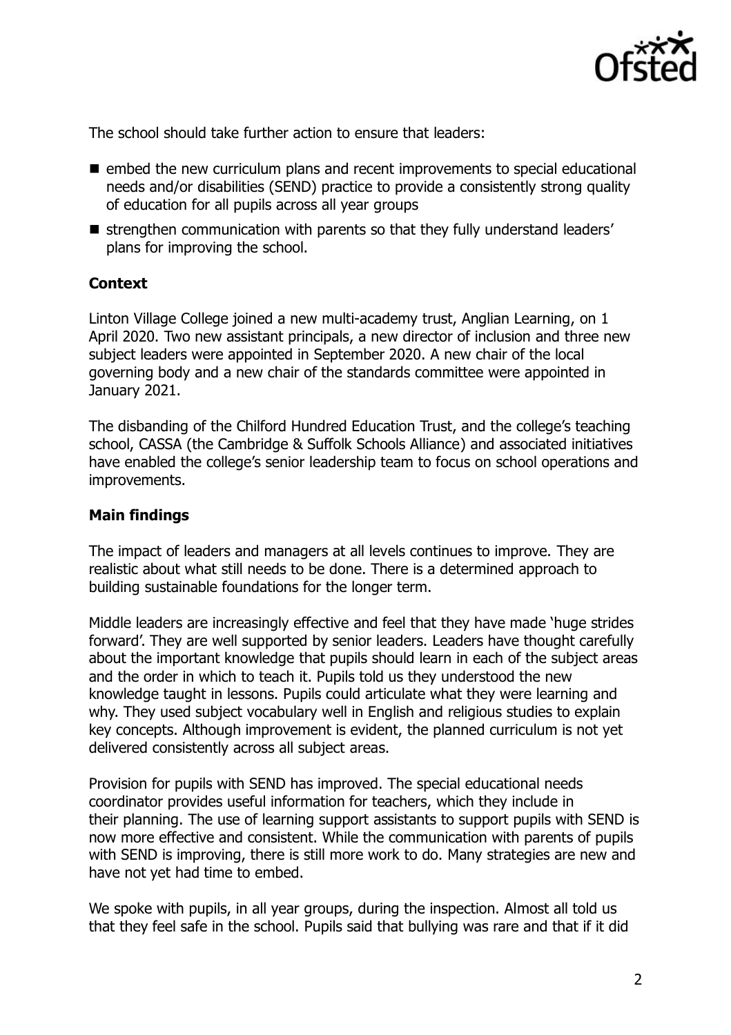The school should take further action to ensure that leaders:

- embed the new curriculum plans and recent improvements to special educational needs and/or disabilities (SEND) practice to provide a consistently strong quality of education for all pupils across all year groups
- strengthen communication with parents so that they fully understand leaders' plans for improving the school.

### Context

Linton Village College joined a new multi-academy trust, Anglian Learning, on 1 April 2020. Two new assistant principals, a new director of inclusion and three new subject leaders were appointed in September 2020. A new chair of the local governing body and a new chair of the standards committee were appointed in January 2021.

The disbanding of the Chilford Hundred Education Trust, and the college's teaching school, CASSA (the Cambridge & Suffolk Schools Alliance) and associated initiatives have enabled the college's senior leadership team to focus on school operations and improvements.

### Main findings

The impact of leaders and managers at all levels continues to improve. They are realistic about what still needs to be done. There is a determined approach to building sustainable foundations for the longer term.

Middle leaders are increasingly effective and feel that they have made 'huge strides forward'. They are well supported by senior leaders. Leaders have thought carefully about the important knowledge that pupils should learn in each of the subject areas and the order in which to teach it. Pupils told us they understood the new knowledge taught in lessons. Pupils could articulate what they were learning and why. They used subject vocabulary well in English and religious studies to explain key concepts. Although improvement is evident, the planned curriculum is not yet delivered consistently across all subject areas.

Provision for pupils with SEND has improved. The special educational needs coordinator provides useful information for teachers, which they include in their planning. The use of learning support assistants to support pupils with SEND is now more effective and consistent. While the communication with parents of pupils with SEND is improving, there is still more work to do. Many strategies are new and have not yet had time to embed.

We spoke with pupils, in all year groups, during the inspection. Almost all told us that they feel safe in the school. Pupils said that bullying was rare and that if it did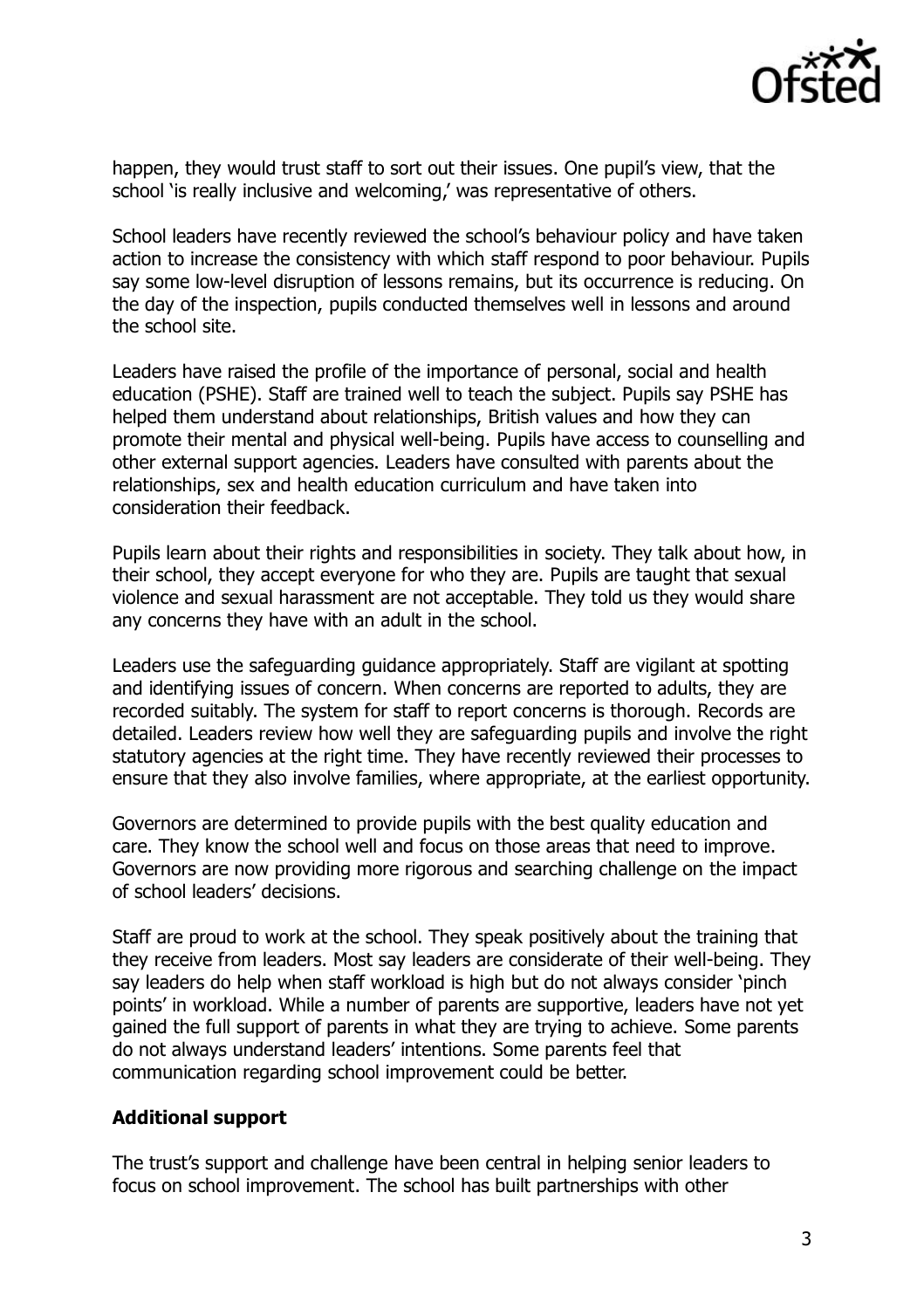happen, they would trust staff to sort out their issues. One pupil's view, that the school 'is really inclusive and welcoming,' was representative of others.

School leaders have recently reviewed the school's behaviour policy and have taken action to increase the consistency with which staff respond to poor behaviour. Pupils say some low-level disruption of lessons remains, but its occurrence is reducing. On the day of the inspection, pupils conducted themselves well in lessons and around the school site.

Leaders have raised the profile of the importance of personal, social and health education (PSHE). Staff are trained well to teach the subject. Pupils say PSHE has helped them understand about relationships, British values and how they can promote their mental and physical well-being. Pupils have access to counselling and other external support agencies. Leaders have consulted with parents about the relationships, sex and health education curriculum and have taken into consideration their feedback.

Pupils learn about their rights and responsibilities in society. They talk about how, in their school, they accept everyone for who they are. Pupils are taught that sexual violence and sexual harassment are not acceptable. They told us they would share any concerns they have with an adult in the school.

Leaders use the safeguarding guidance appropriately. Staff are vigilant at spotting and identifying issues of concern. When concerns are reported to adults, they are recorded suitably. The system for staff to report concerns is thorough. Records are detailed. Leaders review how well they are safeguarding pupils and involve the right statutory agencies at the right time. They have recently reviewed their processes to ensure that they also involve families, where appropriate, at the earliest opportunity.

Governors are determined to provide pupils with the best quality education and care. They know the school well and focus on those areas that need to improve. Governors are now providing more rigorous and searching challenge on the impact of school leaders' decisions.

Staff are proud to work at the school. They speak positively about the training that they receive from leaders. Most say leaders are considerate of their well-being. They say leaders do help when staff workload is high but do not always consider 'pinch points' in workload. While a number of parents are supportive, leaders have not yet gained the full support of parents in what they are trying to achieve. Some parents do not always understand leaders' intentions. Some parents feel that communication regarding school improvement could be better.

**Additional support**

The trust's support and challenge have been central in helping senior leaders to focus on school improvement. The school has built partnerships with other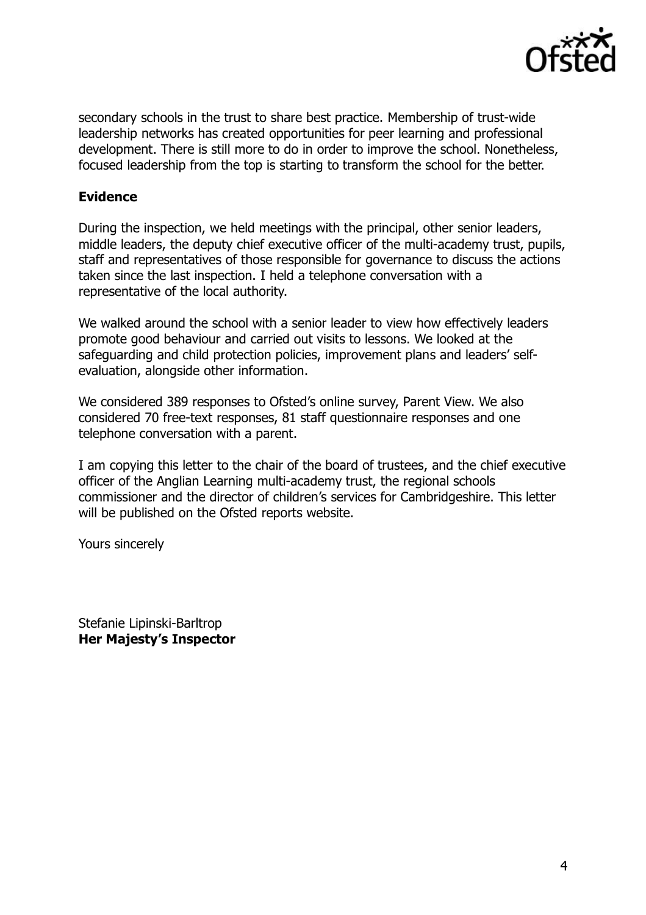secondary schools in the trust to share best practice. Membership of trust-wide leadership networks has created opportunities for peer learning and professional development. There is still more to do in order to improve the school. Nonetheless, focused leadership from the top is starting to transform the school for the better.

**Evidence**

During the inspection, we held meetings with the principal, other senior leaders, middle leaders, the deputy chief executive officer of the multi-academy trust, pupils, staff and representatives of those responsible for governance to discuss the actions taken since the last inspection. I held a telephone conversation with a representative of the local authority.

We walked around the school with a senior leader to view how effectively leaders promote good behaviour and carried out visits to lessons. We looked at the safeguarding and child protection policies, improvement plans and leaders' self-evaluation, alongside other information.

We considered 389 responses to Ofsted's online survey, Parent View. We also considered 70 free-text responses, 81 staff questionnaire responses and one telephone conversation with a parent.

I am copying this letter to the chair of the board of trustees, and the chief executive officer of the Anglian Learning multi-academy trust, the regional schools commissioner and the director of children's services for Cambridgeshire. This letter will be published on the Ofsted reports website.

Yours sincerely

Stefanie Lipinski-Barltrop
**Her Majesty's Inspector**